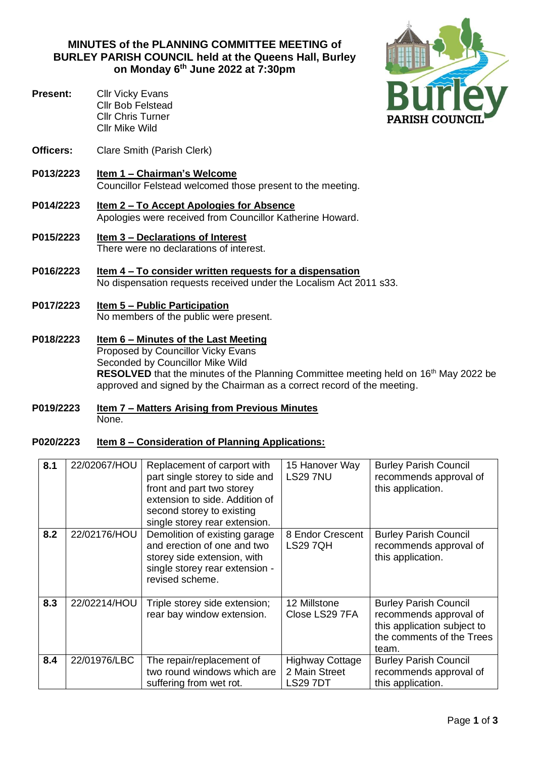# MINUTES of the PLANNING COMMITTEE MEETING of BURLEY PARISH COUNCIL held at the Queens Hall, Burley on Monday 6th June 2022 at 7:30pm

**Present:** Cllr Vicky Evans
Cllr Bob Felstead
Cllr Chris Turner
Cllr Mike Wild

**Officers:** Clare Smith (Parish Clerk)

**P013/2223** **Item 1 – Chairman's Welcome**
Councillor Felstead welcomed those present to the meeting.

**P014/2223** **Item 2 – To Accept Apologies for Absence**
Apologies were received from Councillor Katherine Howard.

**P015/2223** **Item 3 – Declarations of Interest**
There were no declarations of interest.

**P016/2223** **Item 4 – To consider written requests for a dispensation**
No dispensation requests received under the Localism Act 2011 s33.

**P017/2223** **Item 5 – Public Participation**
No members of the public were present.

**P018/2223** **Item 6 – Minutes of the Last Meeting**
Proposed by Councillor Vicky Evans
Seconded by Councillor Mike Wild
**RESOLVED** that the minutes of the Planning Committee meeting held on 16th May 2022 be approved and signed by the Chairman as a correct record of the meeting.

**P019/2223** **Item 7 – Matters Arising from Previous Minutes**
None.

**P020/2223** **Item 8 – Consideration of Planning Applications:**

| | | | | |
|---|---|---|---|---|
| **8.1** | 22/02067/HOU | Replacement of carport with part single storey to side and front and part two storey extension to side. Addition of second storey to existing single storey rear extension. | 15 Hanover Way LS29 7NU | Burley Parish Council recommends approval of this application. |
| **8.2** | 22/02176/HOU | Demolition of existing garage and erection of one and two storey side extension, with single storey rear extension - revised scheme. | 8 Endor Crescent LS29 7QH | Burley Parish Council recommends approval of this application. |
| **8.3** | 22/02214/HOU | Triple storey side extension; rear bay window extension. | 12 Millstone Close LS29 7FA | Burley Parish Council recommends approval of this application subject to the comments of the Trees team. |
| **8.4** | 22/01976/LBC | The repair/replacement of two round windows which are suffering from wet rot. | Highway Cottage 2 Main Street LS29 7DT | Burley Parish Council recommends approval of this application. |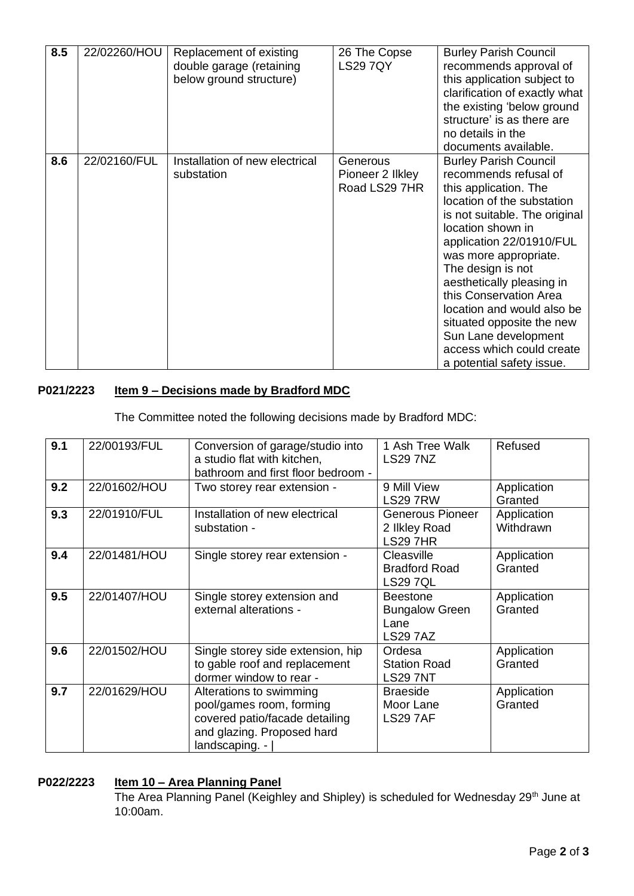| 8.5 | 22/02260/HOU | Replacement of existing double garage (retaining below ground structure) | 26 The Copse LS29 7QY | Burley Parish Council recommends approval of this application subject to clarification of exactly what the existing 'below ground structure' is as there are no details in the documents available. |
|---|---|---|---|---|
| 8.6 | 22/02160/FUL | Installation of new electrical substation | Generous Pioneer 2 Ilkley Road LS29 7HR | Burley Parish Council recommends refusal of this application. The location of the substation is not suitable. The original location shown in application 22/01910/FUL was more appropriate. The design is not aesthetically pleasing in this Conservation Area location and would also be situated opposite the new Sun Lane development access which could create a potential safety issue. |

**P021/2223 Item 9 – Decisions made by Bradford MDC**

The Committee noted the following decisions made by Bradford MDC:

| 9.1 | 22/00193/FUL | Conversion of garage/studio into a studio flat with kitchen, bathroom and first floor bedroom - | 1 Ash Tree Walk LS29 7NZ | Refused |
|---|---|---|---|---|
| 9.2 | 22/01602/HOU | Two storey rear extension - | 9 Mill View LS29 7RW | Application Granted |
| 9.3 | 22/01910/FUL | Installation of new electrical substation - | Generous Pioneer 2 Ilkley Road LS29 7HR | Application Withdrawn |
| 9.4 | 22/01481/HOU | Single storey rear extension - | Cleasville Bradford Road LS29 7QL | Application Granted |
| 9.5 | 22/01407/HOU | Single storey extension and external alterations - | Beestone Bungalow Green Lane LS29 7AZ | Application Granted |
| 9.6 | 22/01502/HOU | Single storey side extension, hip to gable roof and replacement dormer window to rear - | Ordesa Station Road LS29 7NT | Application Granted |
| 9.7 | 22/01629/HOU | Alterations to swimming pool/games room, forming covered patio/facade detailing and glazing. Proposed hard landscaping. - | | Braeside Moor Lane LS29 7AF | Application Granted |

**P022/2223 Item 10 – Area Planning Panel**

The Area Planning Panel (Keighley and Shipley) is scheduled for Wednesday 29th June at 10:00am.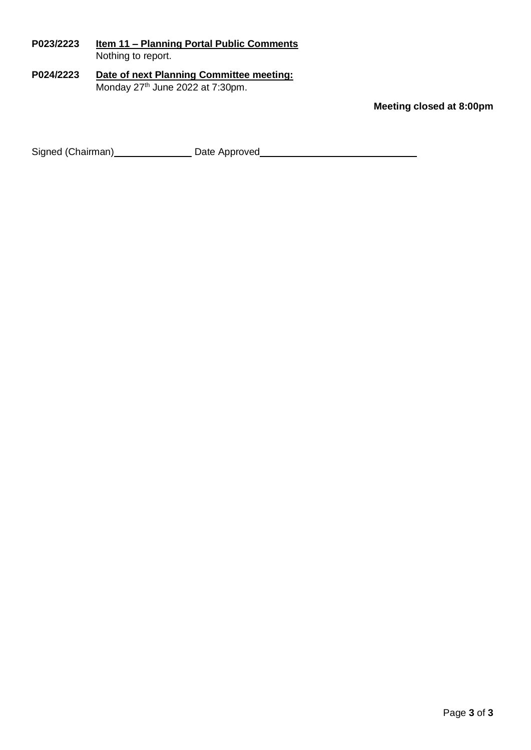**P023/2223** **Item 11 – Planning Portal Public Comments**

Nothing to report.

**P024/2223** **Date of next Planning Committee meeting:**

Monday 27th June 2022 at 7:30pm.

**Meeting closed at 8:00pm**

Signed (Chairman)\_\_\_\_\_\_\_\_\_\_\_\_\_\_\_ Date Approved\_\_\_\_\_\_\_\_\_\_\_\_\_\_\_\_\_\_\_\_\_\_\_\_\_\_\_\_\_\_